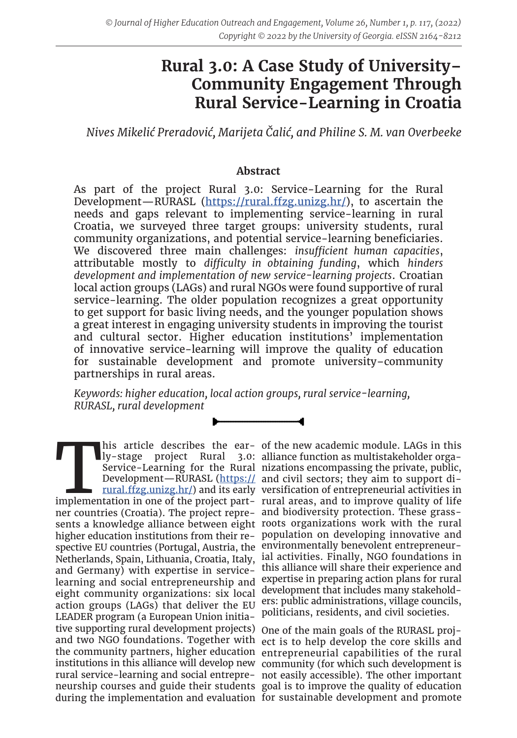# Rural 3.0: A Case Study of University–Community Engagement Through Rural Service-Learning in Croatia

*Nives Mikelić Preradović, Marijeta Čalić, and Philine S. M. van Overbeeke*

## Abstract

As part of the project Rural 3.0: Service-Learning for the Rural Development—RURASL (https://rural.ffzg.unizg.hr/), to ascertain the needs and gaps relevant to implementing service-learning in rural Croatia, we surveyed three target groups: university students, rural community organizations, and potential service-learning beneficiaries. We discovered three main challenges: *insufficient human capacities*, attributable mostly to *difficulty in obtaining funding*, which *hinders development and implementation of new service-learning projects*. Croatian local action groups (LAGs) and rural NGOs were found supportive of rural service-learning. The older population recognizes a great opportunity to get support for basic living needs, and the younger population shows a great interest in engaging university students in improving the tourist and cultural sector. Higher education institutions' implementation of innovative service-learning will improve the quality of education for sustainable development and promote university–community partnerships in rural areas.

*Keywords: higher education, local action groups, rural service-learning, RURASL, rural development*

This article describes the early-stage project Rural 3.0: Service-Learning for the Rural Development—RURASL (https://rural.ffzg.unizg.hr/) and its early implementation in one of the project partner countries (Croatia). The project represents a knowledge alliance between eight higher education institutions from their respective EU countries (Portugal, Austria, the Netherlands, Spain, Lithuania, Croatia, Italy, and Germany) with expertise in service-learning and social entrepreneurship and eight community organizations: six local action groups (LAGs) that deliver the EU LEADER program (a European Union initiative supporting rural development projects) and two NGO foundations. Together with the community partners, higher education institutions in this alliance will develop new rural service-learning and social entrepreneurship courses and guide their students during the implementation and evaluation of the new academic module. LAGs in this alliance function as multistakeholder organizations encompassing the private, public, and civil sectors; they aim to support diversification of entrepreneurial activities in rural areas, and to improve quality of life and biodiversity protection. These grassroots organizations work with the rural population on developing innovative and environmentally benevolent entrepreneurial activities. Finally, NGO foundations in this alliance will share their experience and expertise in preparing action plans for rural development that includes many stakeholders: public administrations, village councils, politicians, residents, and civil societies.

One of the main goals of the RURASL project is to help develop the core skills and entrepreneurial capabilities of the rural community (for which such development is not easily accessible). The other important goal is to improve the quality of education for sustainable development and promote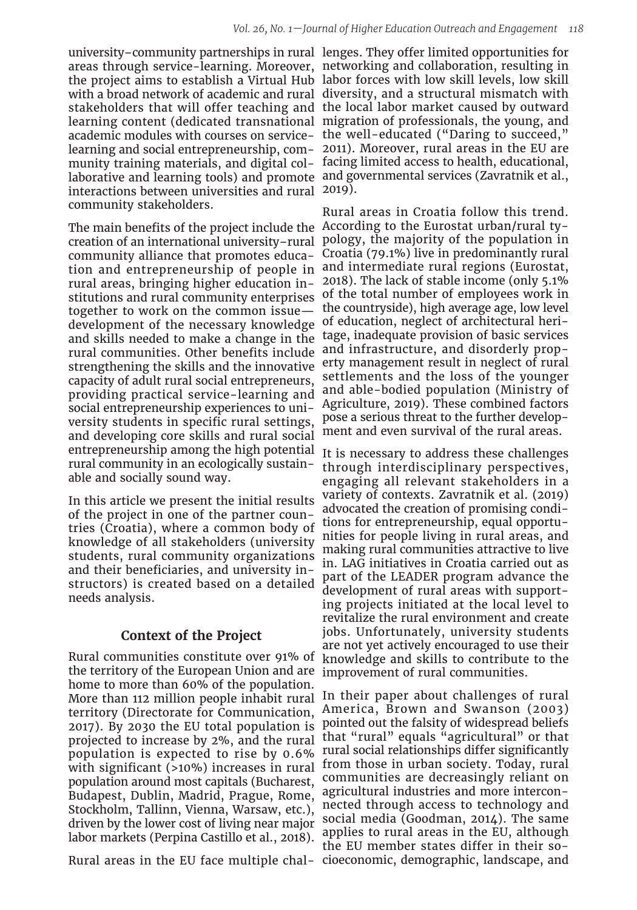university–community partnerships in rural areas through service-learning. Moreover, the project aims to establish a Virtual Hub with a broad network of academic and rural stakeholders that will offer teaching and learning content (dedicated transnational academic modules with courses on service-learning and social entrepreneurship, community training materials, and digital collaborative and learning tools) and promote interactions between universities and rural community stakeholders.

The main benefits of the project include the creation of an international university–rural community alliance that promotes education and entrepreneurship of people in rural areas, bringing higher education institutions and rural community enterprises together to work on the common issue—development of the necessary knowledge and skills needed to make a change in the rural communities. Other benefits include strengthening the skills and the innovative capacity of adult rural social entrepreneurs, providing practical service-learning and social entrepreneurship experiences to university students in specific rural settings, and developing core skills and rural social entrepreneurship among the high potential rural community in an ecologically sustainable and socially sound way.

In this article we present the initial results of the project in one of the partner countries (Croatia), where a common body of knowledge of all stakeholders (university students, rural community organizations and their beneficiaries, and university instructors) is created based on a detailed needs analysis.

## Context of the Project

Rural communities constitute over 91% of the territory of the European Union and are home to more than 60% of the population. More than 112 million people inhabit rural territory (Directorate for Communication, 2017). By 2030 the EU total population is projected to increase by 2%, and the rural population is expected to rise by 0.6% with significant (>10%) increases in rural population around most capitals (Bucharest, Budapest, Dublin, Madrid, Prague, Rome, Stockholm, Tallinn, Vienna, Warsaw, etc.), driven by the lower cost of living near major labor markets (Perpina Castillo et al., 2018).

Rural areas in the EU face multiple challenges. They offer limited opportunities for networking and collaboration, resulting in labor forces with low skill levels, low skill diversity, and a structural mismatch with the local labor market caused by outward migration of professionals, the young, and the well-educated ("Daring to succeed," 2011). Moreover, rural areas in the EU are facing limited access to health, educational, and governmental services (Zavratnik et al., 2019).

Rural areas in Croatia follow this trend. According to the Eurostat urban/rural typology, the majority of the population in Croatia (79.1%) live in predominantly rural and intermediate rural regions (Eurostat, 2018). The lack of stable income (only 5.1% of the total number of employees work in the countryside), high average age, low level of education, neglect of architectural heritage, inadequate provision of basic services and infrastructure, and disorderly property management result in neglect of rural settlements and the loss of the younger and able-bodied population (Ministry of Agriculture, 2019). These combined factors pose a serious threat to the further development and even survival of the rural areas.

It is necessary to address these challenges through interdisciplinary perspectives, engaging all relevant stakeholders in a variety of contexts. Zavratnik et al. (2019) advocated the creation of promising conditions for entrepreneurship, equal opportunities for people living in rural areas, and making rural communities attractive to live in. LAG initiatives in Croatia carried out as part of the LEADER program advance the development of rural areas with supporting projects initiated at the local level to revitalize the rural environment and create jobs. Unfortunately, university students are not yet actively encouraged to use their knowledge and skills to contribute to the improvement of rural communities.

In their paper about challenges of rural America, Brown and Swanson (2003) pointed out the falsity of widespread beliefs that "rural" equals "agricultural" or that rural social relationships differ significantly from those in urban society. Today, rural communities are decreasingly reliant on agricultural industries and more interconnected through access to technology and social media (Goodman, 2014). The same applies to rural areas in the EU, although the EU member states differ in their socioeconomic, demographic, landscape, and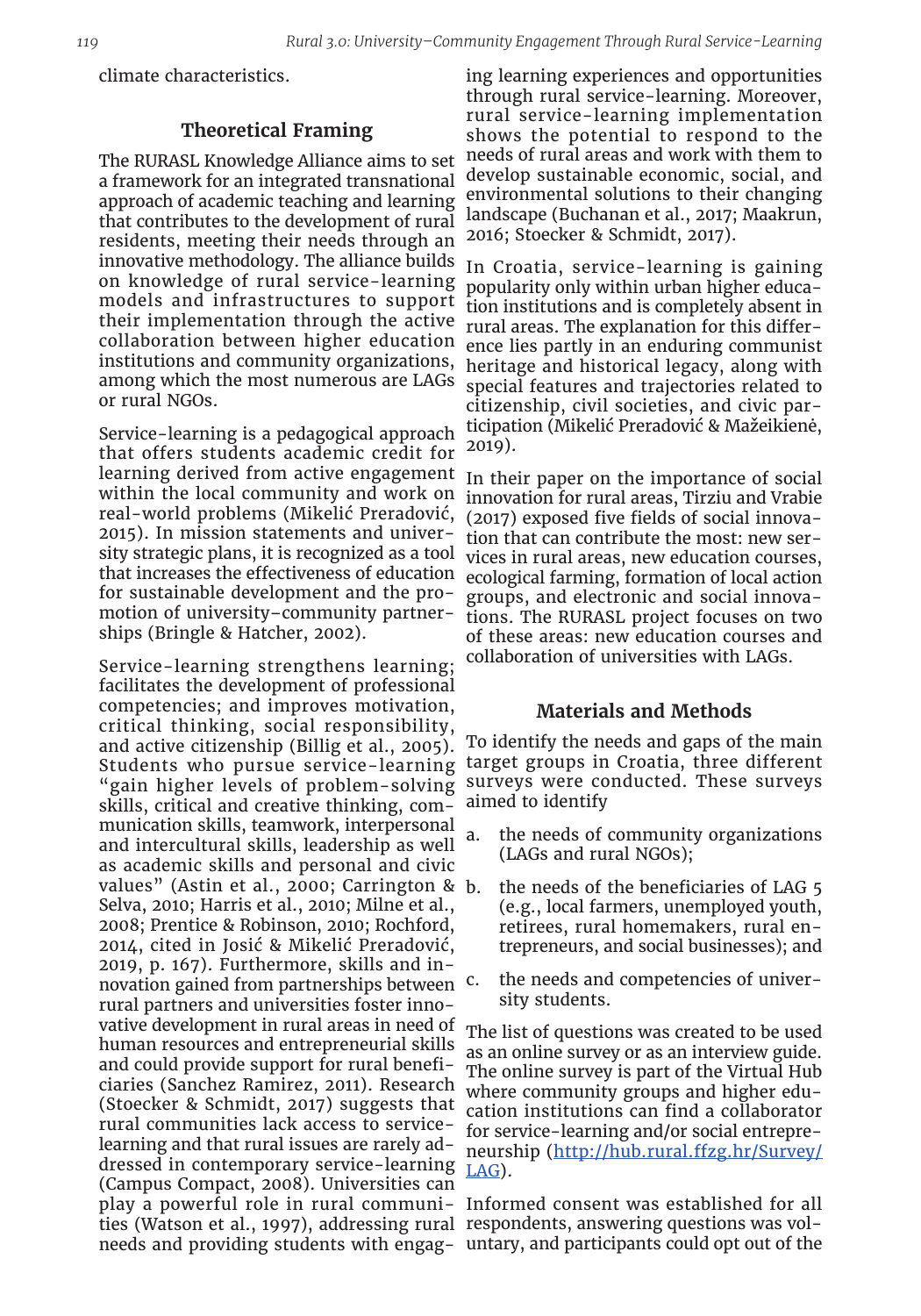climate characteristics.

## Theoretical Framing

The RURASL Knowledge Alliance aims to set a framework for an integrated transnational approach of academic teaching and learning that contributes to the development of rural residents, meeting their needs through an innovative methodology. The alliance builds on knowledge of rural service-learning models and infrastructures to support their implementation through the active collaboration between higher education institutions and community organizations, among which the most numerous are LAGs or rural NGOs.

Service-learning is a pedagogical approach that offers students academic credit for learning derived from active engagement within the local community and work on real-world problems (Mikelić Preradović, 2015). In mission statements and university strategic plans, it is recognized as a tool that increases the effectiveness of education for sustainable development and the promotion of university–community partnerships (Bringle & Hatcher, 2002).

Service-learning strengthens learning; facilitates the development of professional competencies; and improves motivation, critical thinking, social responsibility, and active citizenship (Billig et al., 2005). Students who pursue service-learning "gain higher levels of problem-solving skills, critical and creative thinking, communication skills, teamwork, interpersonal and intercultural skills, leadership as well as academic skills and personal and civic values" (Astin et al., 2000; Carrington & Selva, 2010; Harris et al., 2010; Milne et al., 2008; Prentice & Robinson, 2010; Rochford, 2014, cited in Josić & Mikelić Preradović, 2019, p. 167). Furthermore, skills and innovation gained from partnerships between rural partners and universities foster innovative development in rural areas in need of human resources and entrepreneurial skills and could provide support for rural beneficiaries (Sanchez Ramirez, 2011). Research (Stoecker & Schmidt, 2017) suggests that rural communities lack access to service-learning and that rural issues are rarely addressed in contemporary service-learning (Campus Compact, 2008). Universities can play a powerful role in rural communities (Watson et al., 1997), addressing rural needs and providing students with engaging learning experiences and opportunities through rural service-learning. Moreover, rural service-learning implementation shows the potential to respond to the needs of rural areas and work with them to develop sustainable economic, social, and environmental solutions to their changing landscape (Buchanan et al., 2017; Maakrun, 2016; Stoecker & Schmidt, 2017).

In Croatia, service-learning is gaining popularity only within urban higher education institutions and is completely absent in rural areas. The explanation for this difference lies partly in an enduring communist heritage and historical legacy, along with special features and trajectories related to citizenship, civil societies, and civic participation (Mikelić Preradović & Mažeikienė, 2019).

In their paper on the importance of social innovation for rural areas, Tirziu and Vrabie (2017) exposed five fields of social innovations that can contribute the most: new services in rural areas, new education courses, ecological farming, formation of local action groups, and electronic and social innovations. The RURASL project focuses on two of these areas: new education courses and collaboration of universities with LAGs.

## Materials and Methods

To identify the needs and gaps of the main target groups in Croatia, three different surveys were conducted. These surveys aimed to identify

a. the needs of community organizations (LAGs and rural NGOs);
b. the needs of the beneficiaries of LAG 5 (e.g., local farmers, unemployed youth, retirees, rural homemakers, rural entrepreneurs, and social businesses); and
c. the needs and competencies of university students.

The list of questions was created to be used as an online survey or as an interview guide. The online survey is part of the Virtual Hub where community groups and higher education institutions can find a collaborator for service-learning and/or social entrepreneurship (http://hub.rural.ffzg.hr/Survey/LAG).

Informed consent was established for all respondents, answering questions was voluntary, and participants could opt out of the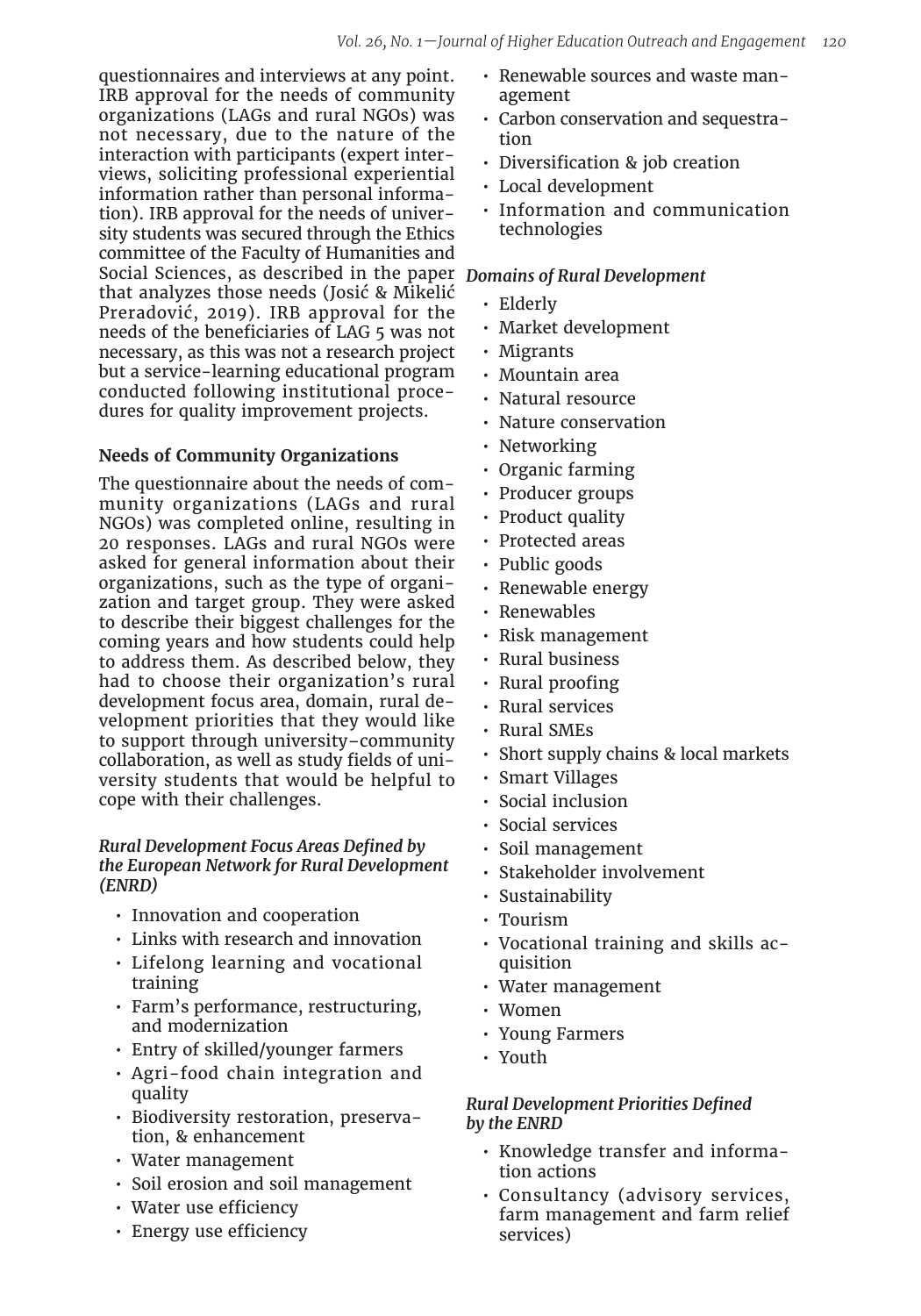questionnaires and interviews at any point. IRB approval for the needs of community organizations (LAGs and rural NGOs) was not necessary, due to the nature of the interaction with participants (expert interviews, soliciting professional experiential information rather than personal information). IRB approval for the needs of university students was secured through the Ethics committee of the Faculty of Humanities and Social Sciences, as described in the paper that analyzes those needs (Josić & Mikelić Preradović, 2019). IRB approval for the needs of the beneficiaries of LAG 5 was not necessary, as this was not a research project but a service-learning educational program conducted following institutional procedures for quality improvement projects.

### Needs of Community Organizations

The questionnaire about the needs of community organizations (LAGs and rural NGOs) was completed online, resulting in 20 responses. LAGs and rural NGOs were asked for general information about their organizations, such as the type of organization and target group. They were asked to describe their biggest challenges for the coming years and how students could help to address them. As described below, they had to choose their organization's rural development focus area, domain, rural development priorities that they would like to support through university–community collaboration, as well as study fields of university students that would be helpful to cope with their challenges.

#### *Rural Development Focus Areas Defined by the European Network for Rural Development (ENRD)*

- Innovation and cooperation
- Links with research and innovation
- Lifelong learning and vocational training
- Farm's performance, restructuring, and modernization
- Entry of skilled/younger farmers
- Agri-food chain integration and quality
- Biodiversity restoration, preservation, & enhancement
- Water management
- Soil erosion and soil management
- Water use efficiency
- Energy use efficiency
- Renewable sources and waste management
- Carbon conservation and sequestration
- Diversification & job creation
- Local development
- Information and communication technologies

#### *Domains of Rural Development*

- Elderly
- Market development
- Migrants
- Mountain area
- Natural resource
- Nature conservation
- Networking
- Organic farming
- Producer groups
- Product quality
- Protected areas
- Public goods
- Renewable energy
- Renewables
- Risk management
- Rural business
- Rural proofing
- Rural services
- Rural SMEs
- Short supply chains & local markets
- Smart Villages
- Social inclusion
- Social services
- Soil management
- Stakeholder involvement
- Sustainability
- Tourism
- Vocational training and skills acquisition
- Water management
- Women
- Young Farmers
- Youth

#### *Rural Development Priorities Defined by the ENRD*

- Knowledge transfer and information actions
- Consultancy (advisory services, farm management and farm relief services)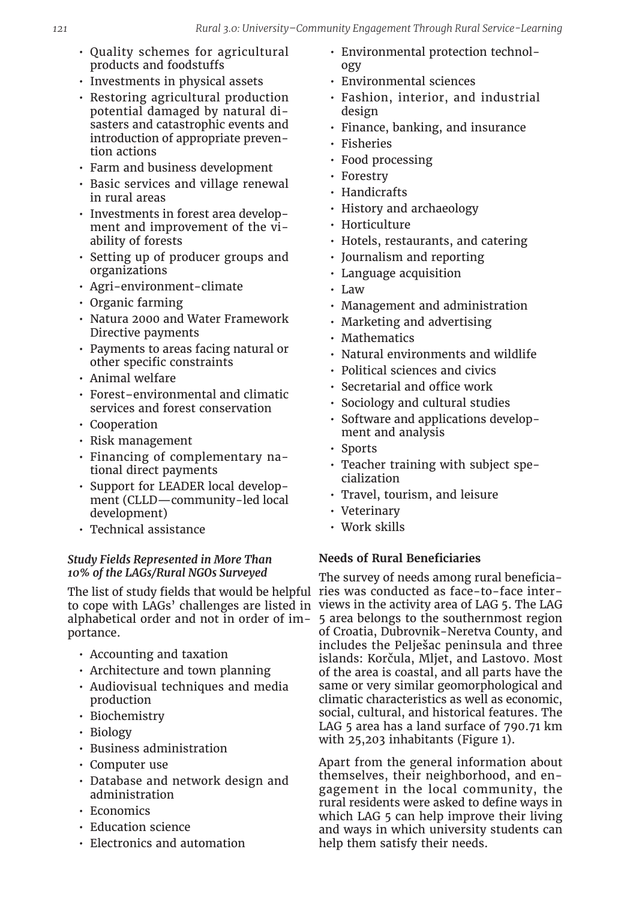- Quality schemes for agricultural products and foodstuffs
- Investments in physical assets
- Restoring agricultural production potential damaged by natural disasters and catastrophic events and introduction of appropriate prevention actions
- Farm and business development
- Basic services and village renewal in rural areas
- Investments in forest area development and improvement of the viability of forests
- Setting up of producer groups and organizations
- Agri-environment-climate
- Organic farming
- Natura 2000 and Water Framework Directive payments
- Payments to areas facing natural or other specific constraints
- Animal welfare
- Forest-environmental and climatic services and forest conservation
- Cooperation
- Risk management
- Financing of complementary national direct payments
- Support for LEADER local development (CLLD—community-led local development)
- Technical assistance

#### *Study Fields Represented in More Than 10% of the LAGs/Rural NGOs Surveyed*

The list of study fields that would be helpful to cope with LAGs' challenges are listed in alphabetical order and not in order of importance.

- Accounting and taxation
- Architecture and town planning
- Audiovisual techniques and media production
- Biochemistry
- Biology
- Business administration
- Computer use
- Database and network design and administration
- Economics
- Education science
- Electronics and automation
- Environmental protection technology
- Environmental sciences
- Fashion, interior, and industrial design
- Finance, banking, and insurance
- Fisheries
- Food processing
- Forestry
- Handicrafts
- History and archaeology
- Horticulture
- Hotels, restaurants, and catering
- Journalism and reporting
- Language acquisition
- Law
- Management and administration
- Marketing and advertising
- Mathematics
- Natural environments and wildlife
- Political sciences and civics
- Secretarial and office work
- Sociology and cultural studies
- Software and applications development and analysis
- Sports
- Teacher training with subject specialization
- Travel, tourism, and leisure
- Veterinary
- Work skills

#### **Needs of Rural Beneficiaries**

The survey of needs among rural beneficiaries was conducted as face-to-face interviews in the activity area of LAG 5. The LAG 5 area belongs to the southernmost region of Croatia, Dubrovnik-Neretva County, and includes the Pelješac peninsula and three islands: Korčula, Mljet, and Lastovo. Most of the area is coastal, and all parts have the same or very similar geomorphological and climatic characteristics as well as economic, social, cultural, and historical features. The LAG 5 area has a land surface of 790.71 km with 25,203 inhabitants (Figure 1).

Apart from the general information about themselves, their neighborhood, and engagement in the local community, the rural residents were asked to define ways in which LAG 5 can help improve their living and ways in which university students can help them satisfy their needs.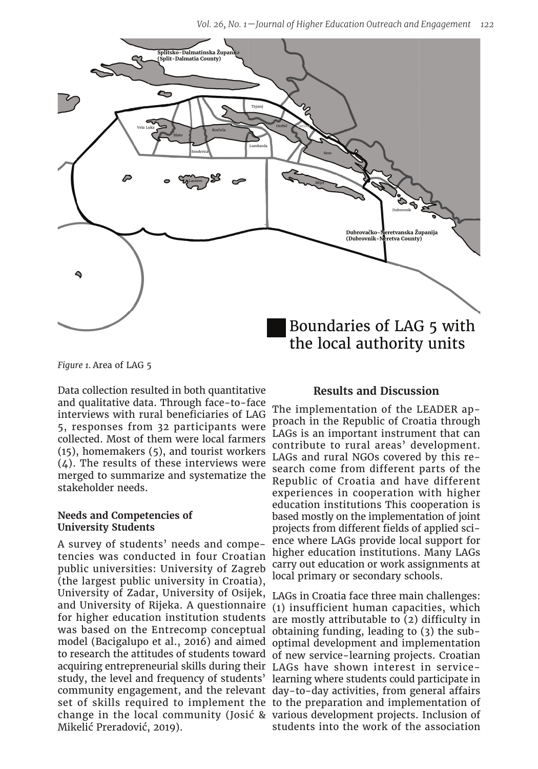*Figure 1.* Area of LAG 5

Data collection resulted in both quantitative and qualitative data. Through face-to-face interviews with rural beneficiaries of LAG 5, responses from 32 participants were collected. Most of them were local farmers (15), homemakers (5), and tourist workers (4). The results of these interviews were merged to summarize and systematize the stakeholder needs.

### Needs and Competencies of University Students

A survey of students' needs and competencies was conducted in four Croatian public universities: University of Zagreb (the largest public university in Croatia), University of Zadar, University of Osijek, and University of Rijeka. A questionnaire for higher education institution students was based on the Entrecomp conceptual model (Bacigalupo et al., 2016) and aimed to research the attitudes of students toward acquiring entrepreneurial skills during their study, the level and frequency of students' community engagement, and the relevant set of skills required to implement the change in the local community (Josić & Mikelić Preradović, 2019).

## Results and Discussion

The implementation of the LEADER approach in the Republic of Croatia through LAGs is an important instrument that can contribute to rural areas' development. LAGs and rural NGOs covered by this research come from different parts of the Republic of Croatia and have different experiences in cooperation with higher education institutions This cooperation is based mostly on the implementation of joint projects from different fields of applied science where LAGs provide local support for higher education institutions. Many LAGs carry out education or work assignments at local primary or secondary schools.

LAGs in Croatia face three main challenges: (1) insufficient human capacities, which are mostly attributable to (2) difficulty in obtaining funding, leading to (3) the suboptimal development and implementation of new service-learning projects. Croatian LAGs have shown interest in service-learning where students could participate in day-to-day activities, from general affairs to the preparation and implementation of various development projects. Inclusion of students into the work of the association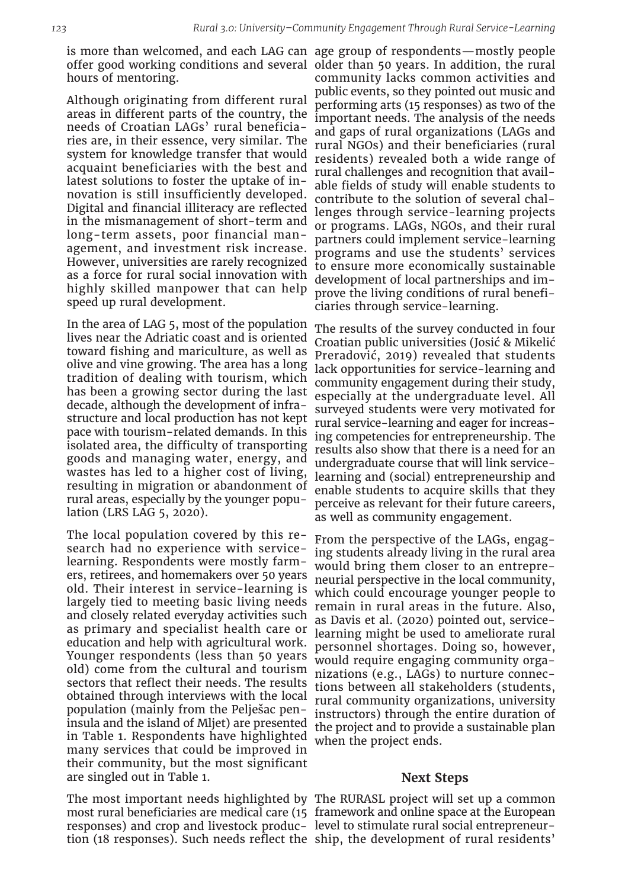is more than welcomed, and each LAG can offer good working conditions and several hours of mentoring.

Although originating from different rural areas in different parts of the country, the needs of Croatian LAGs' rural beneficiaries are, in their essence, very similar. The system for knowledge transfer that would acquaint beneficiaries with the best and latest solutions to foster the uptake of innovation is still insufficiently developed. Digital and financial illiteracy are reflected in the mismanagement of short-term and long-term assets, poor financial management, and investment risk increase. However, universities are rarely recognized as a force for rural social innovation with highly skilled manpower that can help speed up rural development.

In the area of LAG 5, most of the population lives near the Adriatic coast and is oriented toward fishing and mariculture, as well as olive and vine growing. The area has a long tradition of dealing with tourism, which has been a growing sector during the last decade, although the development of infrastructure and local production has not kept pace with tourism-related demands. In this isolated area, the difficulty of transporting goods and managing water, energy, and wastes has led to a higher cost of living, resulting in migration or abandonment of rural areas, especially by the younger population (LRS LAG 5, 2020).

The local population covered by this research had no experience with service-learning. Respondents were mostly farmers, retirees, and homemakers over 50 years old. Their interest in service-learning is largely tied to meeting basic living needs and closely related everyday activities such as primary and specialist health care or education and help with agricultural work. Younger respondents (less than 50 years old) come from the cultural and tourism sectors that reflect their needs. The results obtained through interviews with the local population (mainly from the Pelješac peninsula and the island of Mljet) are presented in Table 1. Respondents have highlighted many services that could be improved in their community, but the most significant are singled out in Table 1.

The most important needs highlighted by most rural beneficiaries are medical care (15 responses) and crop and livestock production (18 responses). Such needs reflect the age group of respondents—mostly people older than 50 years. In addition, the rural community lacks common activities and public events, so they pointed out music and performing arts (15 responses) as two of the important needs. The analysis of the needs and gaps of rural organizations (LAGs and rural NGOs) and their beneficiaries (rural residents) revealed both a wide range of rural challenges and recognition that available fields of study will enable students to contribute to the solution of several challenges through service-learning projects or programs. LAGs, NGOs, and their rural partners could implement service-learning programs and use the students' services to ensure more economically sustainable development of local partnerships and improve the living conditions of rural beneficiaries through service-learning.

The results of the survey conducted in four Croatian public universities (Josić & Mikelić Preradović, 2019) revealed that students lack opportunities for service-learning and community engagement during their study, especially at the undergraduate level. All surveyed students were very motivated for rural service-learning and eager for increasing competencies for entrepreneurship. The results also show that there is a need for an undergraduate course that will link service-learning and (social) entrepreneurship and enable students to acquire skills that they perceive as relevant for their future careers, as well as community engagement.

From the perspective of the LAGs, engaging students already living in the rural area would bring them closer to an entrepreneurial perspective in the local community, which could encourage younger people to remain in rural areas in the future. Also, as Davis et al. (2020) pointed out, service-learning might be used to ameliorate rural personnel shortages. Doing so, however, would require engaging community organizations (e.g., LAGs) to nurture connections between all stakeholders (students, rural community organizations, university instructors) through the entire duration of the project and to provide a sustainable plan when the project ends.

## Next Steps

The RURASL project will set up a common framework and online space at the European level to stimulate rural social entrepreneurship, the development of rural residents'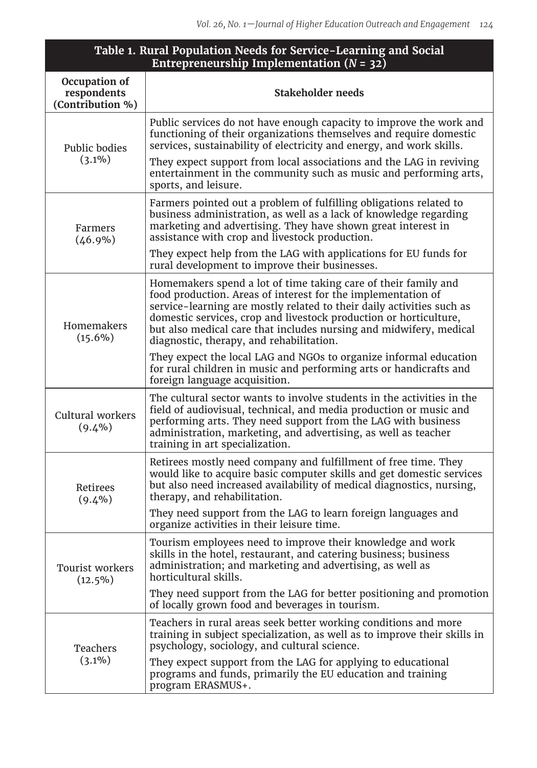**Table 1. Rural Population Needs for Service-Learning and Social Entrepreneurship Implementation (*N* = 32)**

| Occupation of respondents (Contribution %) | Stakeholder needs |
|---|---|
| Public bodies (3.1%) | Public services do not have enough capacity to improve the work and functioning of their organizations themselves and require domestic services, sustainability of electricity and energy, and work skills. They expect support from local associations and the LAG in reviving entertainment in the community such as music and performing arts, sports, and leisure. |
| Farmers (46.9%) | Farmers pointed out a problem of fulfilling obligations related to business administration, as well as a lack of knowledge regarding marketing and advertising. They have shown great interest in assistance with crop and livestock production. They expect help from the LAG with applications for EU funds for rural development to improve their businesses. |
| Homemakers (15.6%) | Homemakers spend a lot of time taking care of their family and food production. Areas of interest for the implementation of service-learning are mostly related to their daily activities such as domestic services, crop and livestock production or horticulture, but also medical care that includes nursing and midwifery, medical diagnostic, therapy, and rehabilitation. They expect the local LAG and NGOs to organize informal education for rural children in music and performing arts or handicrafts and foreign language acquisition. |
| Cultural workers (9.4%) | The cultural sector wants to involve students in the activities in the field of audiovisual, technical, and media production or music and performing arts. They need support from the LAG with business administration, marketing, and advertising, as well as teacher training in art specialization. |
| Retirees (9.4%) | Retirees mostly need company and fulfillment of free time. They would like to acquire basic computer skills and get domestic services but also need increased availability of medical diagnostics, nursing, therapy, and rehabilitation. They need support from the LAG to learn foreign languages and organize activities in their leisure time. |
| Tourist workers (12.5%) | Tourism employees need to improve their knowledge and work skills in the hotel, restaurant, and catering business; business administration; and marketing and advertising, as well as horticultural skills. They need support from the LAG for better positioning and promotion of locally grown food and beverages in tourism. |
| Teachers (3.1%) | Teachers in rural areas seek better working conditions and more training in subject specialization, as well as to improve their skills in psychology, sociology, and cultural science. They expect support from the LAG for applying to educational programs and funds, primarily the EU education and training program ERASMUS+. |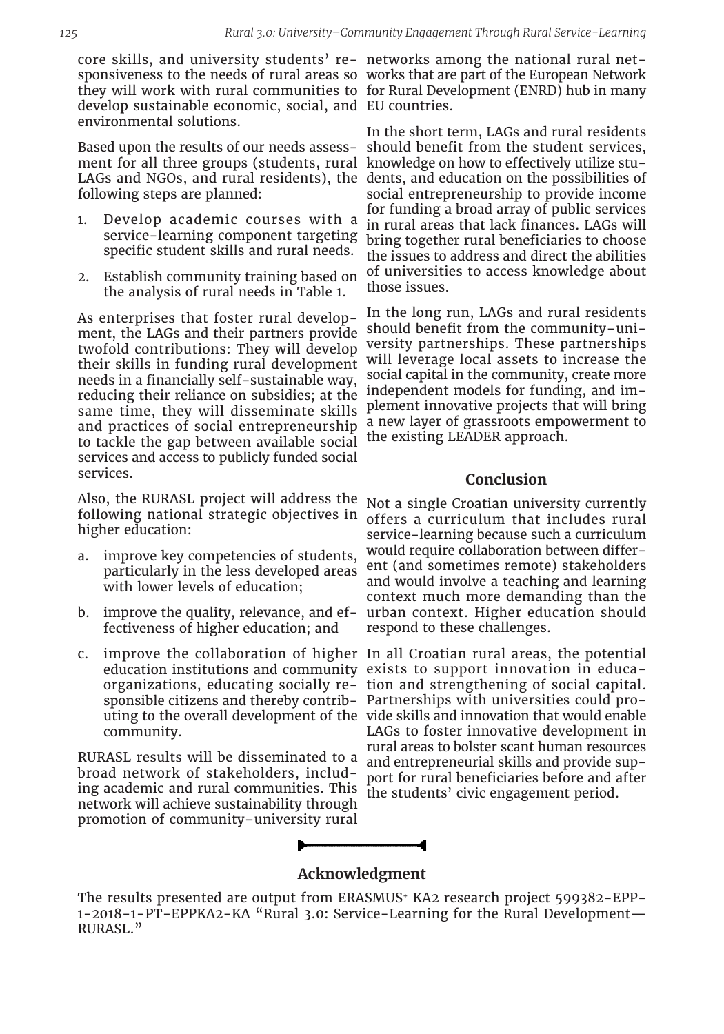core skills, and university students' responsiveness to the needs of rural areas so they will work with rural communities to develop sustainable economic, social, and environmental solutions.

Based upon the results of our needs assessment for all three groups (students, rural LAGs and NGOs, and rural residents), the following steps are planned:

1. Develop academic courses with a service-learning component targeting specific student skills and rural needs.
2. Establish community training based on the analysis of rural needs in Table 1.

As enterprises that foster rural development, the LAGs and their partners provide twofold contributions: They will develop their skills in funding rural development needs in a financially self-sustainable way, reducing their reliance on subsidies; at the same time, they will disseminate skills and practices of social entrepreneurship to tackle the gap between available social services and access to publicly funded social services.

Also, the RURASL project will address the following national strategic objectives in higher education:

a. improve key competencies of students, particularly in the less developed areas with lower levels of education;
b. improve the quality, relevance, and effectiveness of higher education; and
c. improve the collaboration of higher education institutions and community organizations, educating socially responsible citizens and thereby contributing to the overall development of the community.

RURASL results will be disseminated to a broad network of stakeholders, including academic and rural communities. This network will achieve sustainability through promotion of community–university rural networks among the national rural networks that are part of the European Network for Rural Development (ENRD) hub in many EU countries.

In the short term, LAGs and rural residents should benefit from the student services, knowledge on how to effectively utilize students, and education on the possibilities of social entrepreneurship to provide income for funding a broad array of public services in rural areas that lack finances. LAGs will bring together rural beneficiaries to choose the issues to address and direct the abilities of universities to access knowledge about those issues.

In the long run, LAGs and rural residents should benefit from the community–university partnerships. These partnerships will leverage local assets to increase the social capital in the community, create more independent models for funding, and implement innovative projects that will bring a new layer of grassroots empowerment to the existing LEADER approach.

## Conclusion

Not a single Croatian university currently offers a curriculum that includes rural service-learning because such a curriculum would require collaboration between different (and sometimes remote) stakeholders and would involve a teaching and learning context much more demanding than the urban context. Higher education should respond to these challenges.

In all Croatian rural areas, the potential exists to support innovation in education and strengthening of social capital. Partnerships with universities could provide skills and innovation that would enable LAGs to foster innovative development in rural areas to bolster scant human resources and entrepreneurial skills and provide support for rural beneficiaries before and after the students' civic engagement period.

## Acknowledgment

The results presented are output from ERASMUS+ KA2 research project 599382-EPP-1-2018-1-PT-EPPKA2-KA "Rural 3.0: Service-Learning for the Rural Development—RURASL."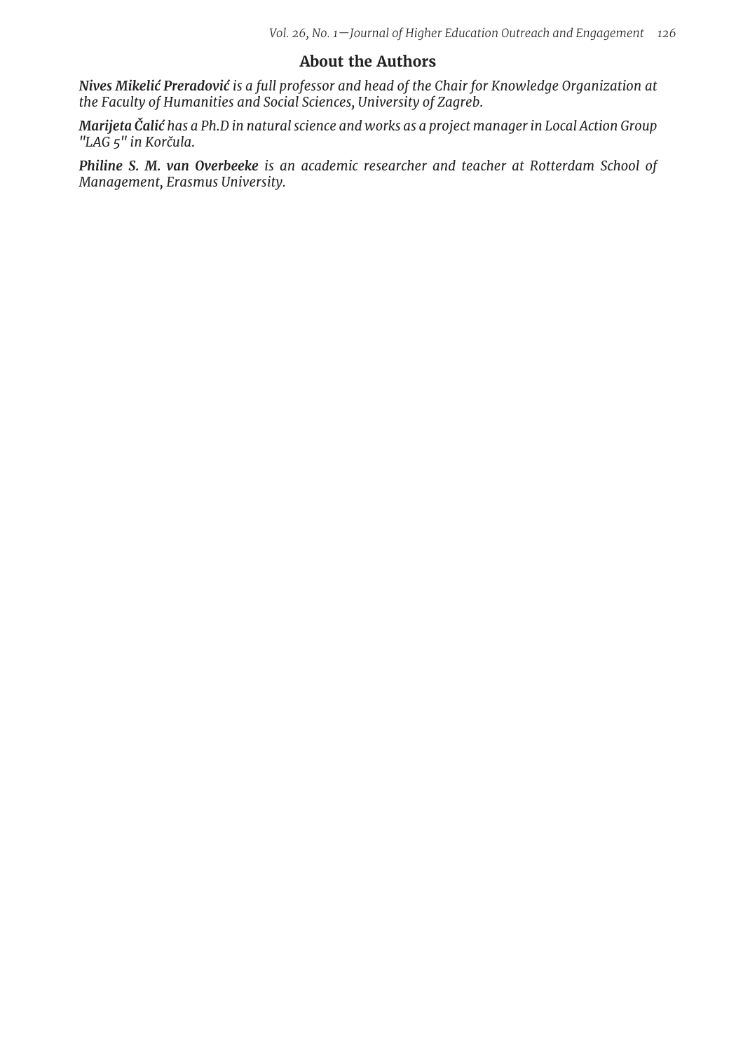## About the Authors

***Nives Mikelić Preradović*** *is a full professor and head of the Chair for Knowledge Organization at the Faculty of Humanities and Social Sciences, University of Zagreb.*

***Marijeta Čalić*** *has a Ph.D in natural science and works as a project manager in Local Action Group "LAG 5" in Korčula.*

***Philine S. M. van Overbeeke*** *is an academic researcher and teacher at Rotterdam School of Management, Erasmus University.*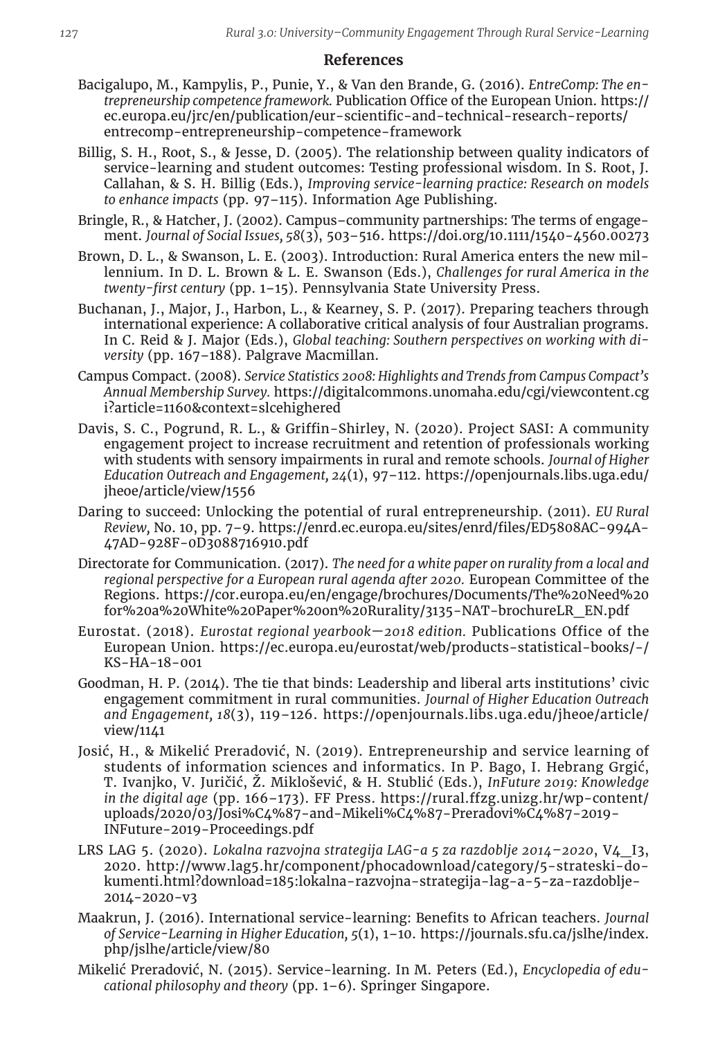## References

Bacigalupo, M., Kampylis, P., Punie, Y., & Van den Brande, G. (2016). *EntreComp: The entrepreneurship competence framework.* Publication Office of the European Union. https://ec.europa.eu/jrc/en/publication/eur-scientific-and-technical-research-reports/entrecomp-entrepreneurship-competence-framework

Billig, S. H., Root, S., & Jesse, D. (2005). The relationship between quality indicators of service-learning and student outcomes: Testing professional wisdom. In S. Root, J. Callahan, & S. H. Billig (Eds.), *Improving service-learning practice: Research on models to enhance impacts* (pp. 97–115). Information Age Publishing.

Bringle, R., & Hatcher, J. (2002). Campus–community partnerships: The terms of engagement. *Journal of Social Issues, 58*(3), 503–516. https://doi.org/10.1111/1540-4560.00273

Brown, D. L., & Swanson, L. E. (2003). Introduction: Rural America enters the new millennium. In D. L. Brown & L. E. Swanson (Eds.), *Challenges for rural America in the twenty-first century* (pp. 1–15). Pennsylvania State University Press.

Buchanan, J., Major, J., Harbon, L., & Kearney, S. P. (2017). Preparing teachers through international experience: A collaborative critical analysis of four Australian programs. In C. Reid & J. Major (Eds.), *Global teaching: Southern perspectives on working with diversity* (pp. 167–188). Palgrave Macmillan.

Campus Compact. (2008). *Service Statistics 2008: Highlights and Trends from Campus Compact's Annual Membership Survey.* https://digitalcommons.unomaha.edu/cgi/viewcontent.cgi?article=1160&context=slcehighered

Davis, S. C., Pogrund, R. L., & Griffin-Shirley, N. (2020). Project SASI: A community engagement project to increase recruitment and retention of professionals working with students with sensory impairments in rural and remote schools. *Journal of Higher Education Outreach and Engagement, 24*(1), 97–112. https://openjournals.libs.uga.edu/jheoe/article/view/1556

Daring to succeed: Unlocking the potential of rural entrepreneurship. (2011). *EU Rural Review,* No. 10, pp. 7–9. https://enrd.ec.europa.eu/sites/enrd/files/ED5808AC-994A-47AD-928F-0D3088716910.pdf

Directorate for Communication. (2017). *The need for a white paper on rurality from a local and regional perspective for a European rural agenda after 2020.* European Committee of the Regions. https://cor.europa.eu/en/engage/brochures/Documents/The%20Need%20for%20a%20White%20Paper%20on%20Rurality/3135-NAT-brochureLR_EN.pdf

Eurostat. (2018). *Eurostat regional yearbook—2018 edition.* Publications Office of the European Union. https://ec.europa.eu/eurostat/web/products-statistical-books/-/KS-HA-18-001

Goodman, H. P. (2014). The tie that binds: Leadership and liberal arts institutions' civic engagement commitment in rural communities. *Journal of Higher Education Outreach and Engagement, 18*(3), 119–126. https://openjournals.libs.uga.edu/jheoe/article/view/1141

Josić, H., & Mikelić Preradović, N. (2019). Entrepreneurship and service learning of students of information sciences and informatics. In P. Bago, I. Hebrang Grgić, T. Ivanjko, V. Juričić, Ž. Miklošević, & H. Stublić (Eds.), *InFuture 2019: Knowledge in the digital age* (pp. 166–173). FF Press. https://rural.ffzg.unizg.hr/wp-content/uploads/2020/03/Josi%C4%87-and-Mikeli%C4%87-Preradovi%C4%87-2019-INFuture-2019-Proceedings.pdf

LRS LAG 5. (2020). *Lokalna razvojna strategija LAG-a 5 za razdoblje 2014–2020*, V4_I3, 2020. http://www.lag5.hr/component/phocadownload/category/5-strateski-dokumenti.html?download=185:lokalna-razvojna-strategija-lag-a-5-za-razdoblje-2014-2020-v3

Maakrun, J. (2016). International service-learning: Benefits to African teachers. *Journal of Service-Learning in Higher Education, 5*(1), 1–10. https://journals.sfu.ca/jslhe/index.php/jslhe/article/view/80

Mikelić Preradović, N. (2015). Service-learning. In M. Peters (Ed.), *Encyclopedia of educational philosophy and theory* (pp. 1–6). Springer Singapore.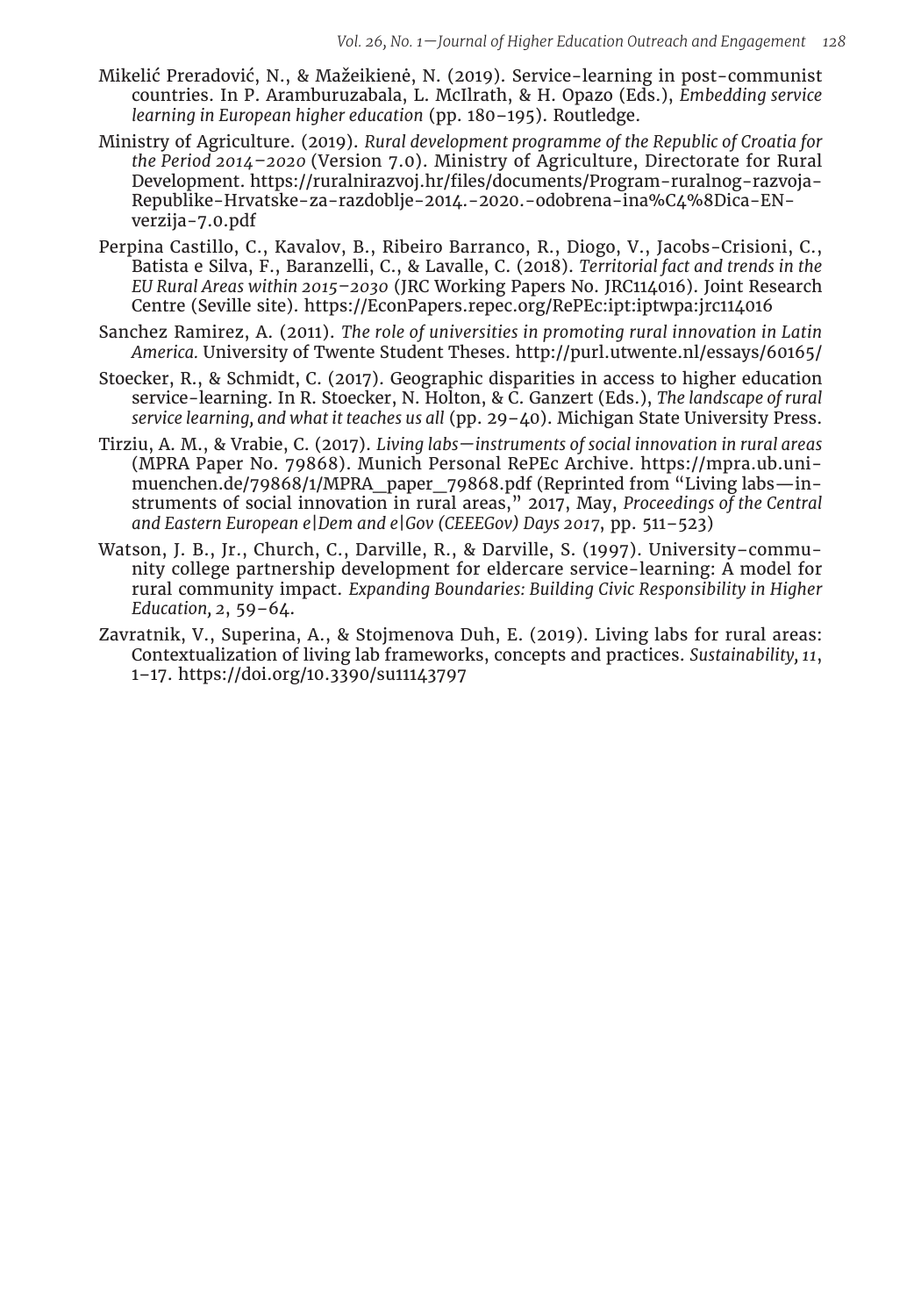Mikelić Preradović, N., & Mažeikienė, N. (2019). Service-learning in post-communist countries. In P. Aramburuzabala, L. McIlrath, & H. Opazo (Eds.), *Embedding service learning in European higher education* (pp. 180–195). Routledge.

Ministry of Agriculture. (2019). *Rural development programme of the Republic of Croatia for the Period 2014–2020* (Version 7.0). Ministry of Agriculture, Directorate for Rural Development. https://ruralnirazvoj.hr/files/documents/Program-ruralnog-razvoja-Republike-Hrvatske-za-razdoblje-2014.-2020.-odobrena-ina%C4%8Dica-EN-verzija-7.0.pdf

Perpina Castillo, C., Kavalov, B., Ribeiro Barranco, R., Diogo, V., Jacobs-Crisioni, C., Batista e Silva, F., Baranzelli, C., & Lavalle, C. (2018). *Territorial fact and trends in the EU Rural Areas within 2015–2030* (JRC Working Papers No. JRC114016). Joint Research Centre (Seville site). https://EconPapers.repec.org/RePEc:ipt:iptwpa:jrc114016

Sanchez Ramirez, A. (2011). *The role of universities in promoting rural innovation in Latin America.* University of Twente Student Theses. http://purl.utwente.nl/essays/60165/

Stoecker, R., & Schmidt, C. (2017). Geographic disparities in access to higher education service-learning. In R. Stoecker, N. Holton, & C. Ganzert (Eds.), *The landscape of rural service learning, and what it teaches us all* (pp. 29–40). Michigan State University Press.

Tirziu, A. M., & Vrabie, C. (2017). *Living labs—instruments of social innovation in rural areas* (MPRA Paper No. 79868). Munich Personal RePEc Archive. https://mpra.ub.uni-muenchen.de/79868/1/MPRA_paper_79868.pdf (Reprinted from "Living labs—instruments of social innovation in rural areas," 2017, May, *Proceedings of the Central and Eastern European e|Dem and e|Gov (CEEEGov) Days 2017*, pp. 511–523)

Watson, J. B., Jr., Church, C., Darville, R., & Darville, S. (1997). University–community college partnership development for eldercare service-learning: A model for rural community impact. *Expanding Boundaries: Building Civic Responsibility in Higher Education, 2*, 59–64.

Zavratnik, V., Superina, A., & Stojmenova Duh, E. (2019). Living labs for rural areas: Contextualization of living lab frameworks, concepts and practices. *Sustainability, 11*, 1–17. https://doi.org/10.3390/su11143797